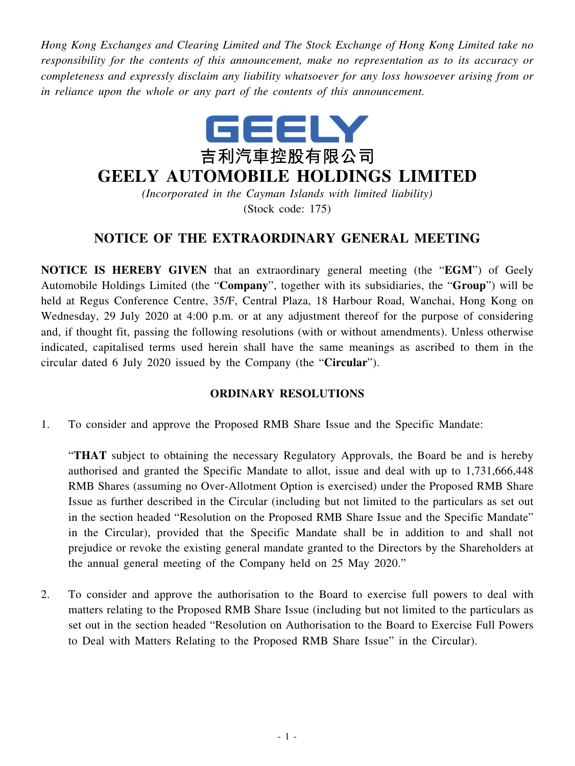*Hong Kong Exchanges and Clearing Limited and The Stock Exchange of Hong Kong Limited take no responsibility for the contents of this announcement, make no representation as to its accuracy or completeness and expressly disclaim any liability whatsoever for any loss howsoever arising from or in reliance upon the whole or any part of the contents of this announcement.*

GEELY

吉利汽車控股有限公司

# GEELY AUTOMOBILE HOLDINGS LIMITED

*(Incorporated in the Cayman Islands with limited liability)*

(Stock code: 175)

## NOTICE OF THE EXTRAORDINARY GENERAL MEETING

**NOTICE IS HEREBY GIVEN** that an extraordinary general meeting (the "**EGM**") of Geely Automobile Holdings Limited (the "**Company**", together with its subsidiaries, the "**Group**") will be held at Regus Conference Centre, 35/F, Central Plaza, 18 Harbour Road, Wanchai, Hong Kong on Wednesday, 29 July 2020 at 4:00 p.m. or at any adjustment thereof for the purpose of considering and, if thought fit, passing the following resolutions (with or without amendments). Unless otherwise indicated, capitalised terms used herein shall have the same meanings as ascribed to them in the circular dated 6 July 2020 issued by the Company (the "**Circular**").

### ORDINARY RESOLUTIONS

1. To consider and approve the Proposed RMB Share Issue and the Specific Mandate:

   "**THAT** subject to obtaining the necessary Regulatory Approvals, the Board be and is hereby authorised and granted the Specific Mandate to allot, issue and deal with up to 1,731,666,448 RMB Shares (assuming no Over-Allotment Option is exercised) under the Proposed RMB Share Issue as further described in the Circular (including but not limited to the particulars as set out in the section headed "Resolution on the Proposed RMB Share Issue and the Specific Mandate" in the Circular), provided that the Specific Mandate shall be in addition to and shall not prejudice or revoke the existing general mandate granted to the Directors by the Shareholders at the annual general meeting of the Company held on 25 May 2020."

2. To consider and approve the authorisation to the Board to exercise full powers to deal with matters relating to the Proposed RMB Share Issue (including but not limited to the particulars as set out in the section headed "Resolution on Authorisation to the Board to Exercise Full Powers to Deal with Matters Relating to the Proposed RMB Share Issue" in the Circular).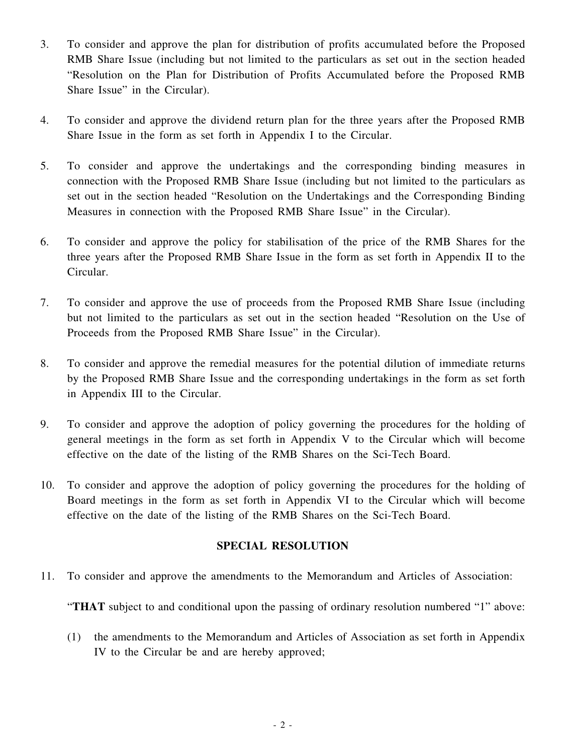3. To consider and approve the plan for distribution of profits accumulated before the Proposed RMB Share Issue (including but not limited to the particulars as set out in the section headed "Resolution on the Plan for Distribution of Profits Accumulated before the Proposed RMB Share Issue" in the Circular).

4. To consider and approve the dividend return plan for the three years after the Proposed RMB Share Issue in the form as set forth in Appendix I to the Circular.

5. To consider and approve the undertakings and the corresponding binding measures in connection with the Proposed RMB Share Issue (including but not limited to the particulars as set out in the section headed "Resolution on the Undertakings and the Corresponding Binding Measures in connection with the Proposed RMB Share Issue" in the Circular).

6. To consider and approve the policy for stabilisation of the price of the RMB Shares for the three years after the Proposed RMB Share Issue in the form as set forth in Appendix II to the Circular.

7. To consider and approve the use of proceeds from the Proposed RMB Share Issue (including but not limited to the particulars as set out in the section headed "Resolution on the Use of Proceeds from the Proposed RMB Share Issue" in the Circular).

8. To consider and approve the remedial measures for the potential dilution of immediate returns by the Proposed RMB Share Issue and the corresponding undertakings in the form as set forth in Appendix III to the Circular.

9. To consider and approve the adoption of policy governing the procedures for the holding of general meetings in the form as set forth in Appendix V to the Circular which will become effective on the date of the listing of the RMB Shares on the Sci-Tech Board.

10. To consider and approve the adoption of policy governing the procedures for the holding of Board meetings in the form as set forth in Appendix VI to the Circular which will become effective on the date of the listing of the RMB Shares on the Sci-Tech Board.

**SPECIAL RESOLUTION**

11. To consider and approve the amendments to the Memorandum and Articles of Association:

"**THAT** subject to and conditional upon the passing of ordinary resolution numbered "1" above:

(1) the amendments to the Memorandum and Articles of Association as set forth in Appendix IV to the Circular be and are hereby approved;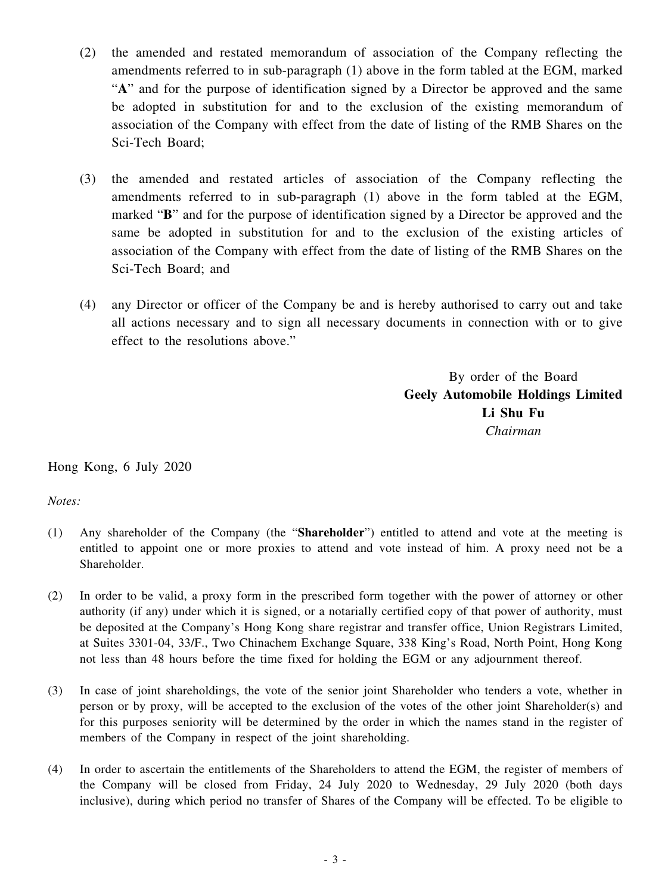(2) the amended and restated memorandum of association of the Company reflecting the amendments referred to in sub-paragraph (1) above in the form tabled at the EGM, marked "**A**" and for the purpose of identification signed by a Director be approved and the same be adopted in substitution for and to the exclusion of the existing memorandum of association of the Company with effect from the date of listing of the RMB Shares on the Sci-Tech Board;

(3) the amended and restated articles of association of the Company reflecting the amendments referred to in sub-paragraph (1) above in the form tabled at the EGM, marked "**B**" and for the purpose of identification signed by a Director be approved and the same be adopted in substitution for and to the exclusion of the existing articles of association of the Company with effect from the date of listing of the RMB Shares on the Sci-Tech Board; and

(4) any Director or officer of the Company be and is hereby authorised to carry out and take all actions necessary and to sign all necessary documents in connection with or to give effect to the resolutions above."

By order of the Board
**Geely Automobile Holdings Limited**
**Li Shu Fu**
*Chairman*

Hong Kong, 6 July 2020

*Notes:*

(1) Any shareholder of the Company (the "**Shareholder**") entitled to attend and vote at the meeting is entitled to appoint one or more proxies to attend and vote instead of him. A proxy need not be a Shareholder.

(2) In order to be valid, a proxy form in the prescribed form together with the power of attorney or other authority (if any) under which it is signed, or a notarially certified copy of that power of authority, must be deposited at the Company's Hong Kong share registrar and transfer office, Union Registrars Limited, at Suites 3301-04, 33/F., Two Chinachem Exchange Square, 338 King's Road, North Point, Hong Kong not less than 48 hours before the time fixed for holding the EGM or any adjournment thereof.

(3) In case of joint shareholdings, the vote of the senior joint Shareholder who tenders a vote, whether in person or by proxy, will be accepted to the exclusion of the votes of the other joint Shareholder(s) and for this purposes seniority will be determined by the order in which the names stand in the register of members of the Company in respect of the joint shareholding.

(4) In order to ascertain the entitlements of the Shareholders to attend the EGM, the register of members of the Company will be closed from Friday, 24 July 2020 to Wednesday, 29 July 2020 (both days inclusive), during which period no transfer of Shares of the Company will be effected. To be eligible to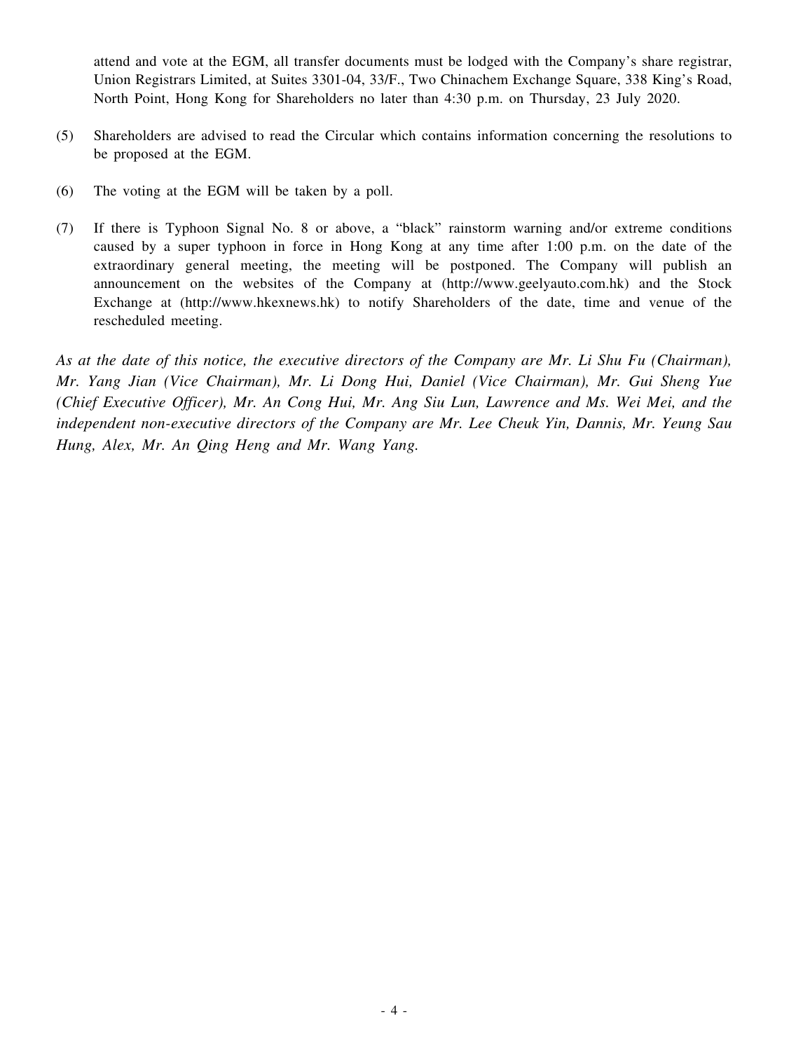attend and vote at the EGM, all transfer documents must be lodged with the Company's share registrar, Union Registrars Limited, at Suites 3301-04, 33/F., Two Chinachem Exchange Square, 338 King's Road, North Point, Hong Kong for Shareholders no later than 4:30 p.m. on Thursday, 23 July 2020.

(5) Shareholders are advised to read the Circular which contains information concerning the resolutions to be proposed at the EGM.

(6) The voting at the EGM will be taken by a poll.

(7) If there is Typhoon Signal No. 8 or above, a "black" rainstorm warning and/or extreme conditions caused by a super typhoon in force in Hong Kong at any time after 1:00 p.m. on the date of the extraordinary general meeting, the meeting will be postponed. The Company will publish an announcement on the websites of the Company at (http://www.geelyauto.com.hk) and the Stock Exchange at (http://www.hkexnews.hk) to notify Shareholders of the date, time and venue of the rescheduled meeting.

*As at the date of this notice, the executive directors of the Company are Mr. Li Shu Fu (Chairman), Mr. Yang Jian (Vice Chairman), Mr. Li Dong Hui, Daniel (Vice Chairman), Mr. Gui Sheng Yue (Chief Executive Officer), Mr. An Cong Hui, Mr. Ang Siu Lun, Lawrence and Ms. Wei Mei, and the independent non-executive directors of the Company are Mr. Lee Cheuk Yin, Dannis, Mr. Yeung Sau Hung, Alex, Mr. An Qing Heng and Mr. Wang Yang.*